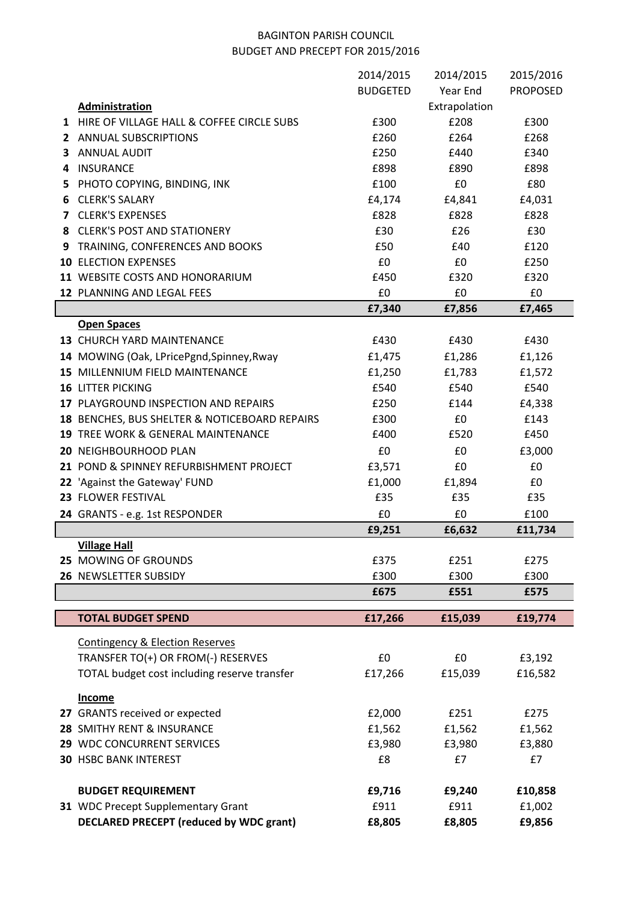# BAGINTON PARISH COUNCIL
## BUDGET AND PRECEPT FOR 2015/2016

| | | 2014/2015 BUDGETED | 2014/2015 Year End Extrapolation | 2015/2016 PROPOSED |
|---|---|---|---|---|
| | **Administration** | | | |
| 1 | HIRE OF VILLAGE HALL & COFFEE CIRCLE SUBS | £300 | £208 | £300 |
| 2 | ANNUAL SUBSCRIPTIONS | £260 | £264 | £268 |
| 3 | ANNUAL AUDIT | £250 | £440 | £340 |
| 4 | INSURANCE | £898 | £890 | £898 |
| 5 | PHOTO COPYING, BINDING, INK | £100 | £0 | £80 |
| 6 | CLERK'S SALARY | £4,174 | £4,841 | £4,031 |
| 7 | CLERK'S EXPENSES | £828 | £828 | £828 |
| 8 | CLERK'S POST AND STATIONERY | £30 | £26 | £30 |
| 9 | TRAINING, CONFERENCES AND BOOKS | £50 | £40 | £120 |
| 10 | ELECTION EXPENSES | £0 | £0 | £250 |
| 11 | WEBSITE COSTS AND HONORARIUM | £450 | £320 | £320 |
| 12 | PLANNING AND LEGAL FEES | £0 | £0 | £0 |
| | | **£7,340** | **£7,856** | **£7,465** |
| | **Open Spaces** | | | |
| 13 | CHURCH YARD MAINTENANCE | £430 | £430 | £430 |
| 14 | MOWING (Oak, LPricePgnd,Spinney,Rway | £1,475 | £1,286 | £1,126 |
| 15 | MILLENNIUM FIELD MAINTENANCE | £1,250 | £1,783 | £1,572 |
| 16 | LITTER PICKING | £540 | £540 | £540 |
| 17 | PLAYGROUND INSPECTION AND REPAIRS | £250 | £144 | £4,338 |
| 18 | BENCHES, BUS SHELTER & NOTICEBOARD REPAIRS | £300 | £0 | £143 |
| 19 | TREE WORK & GENERAL MAINTENANCE | £400 | £520 | £450 |
| 20 | NEIGHBOURHOOD PLAN | £0 | £0 | £3,000 |
| 21 | POND & SPINNEY REFURBISHMENT PROJECT | £3,571 | £0 | £0 |
| 22 | 'Against the Gateway' FUND | £1,000 | £1,894 | £0 |
| 23 | FLOWER FESTIVAL | £35 | £35 | £35 |
| 24 | GRANTS - e.g. 1st RESPONDER | £0 | £0 | £100 |
| | | **£9,251** | **£6,632** | **£11,734** |
| | **Village Hall** | | | |
| 25 | MOWING OF GROUNDS | £375 | £251 | £275 |
| 26 | NEWSLETTER SUBSIDY | £300 | £300 | £300 |
| | | **£675** | **£551** | **£575** |
| | **TOTAL BUDGET SPEND** | **£17,266** | **£15,039** | **£19,774** |
| | Contingency & Election Reserves | | | |
| | TRANSFER TO(+) OR FROM(-) RESERVES | £0 | £0 | £3,192 |
| | TOTAL budget cost including reserve transfer | £17,266 | £15,039 | £16,582 |
| | **Income** | | | |
| 27 | GRANTS received or expected | £2,000 | £251 | £275 |
| 28 | SMITHY RENT & INSURANCE | £1,562 | £1,562 | £1,562 |
| 29 | WDC CONCURRENT SERVICES | £3,980 | £3,980 | £3,880 |
| 30 | HSBC BANK INTEREST | £8 | £7 | £7 |
| | **BUDGET REQUIREMENT** | **£9,716** | **£9,240** | **£10,858** |
| 31 | WDC Precept Supplementary Grant | £911 | £911 | £1,002 |
| | **DECLARED PRECEPT (reduced by WDC grant)** | **£8,805** | **£8,805** | **£9,856** |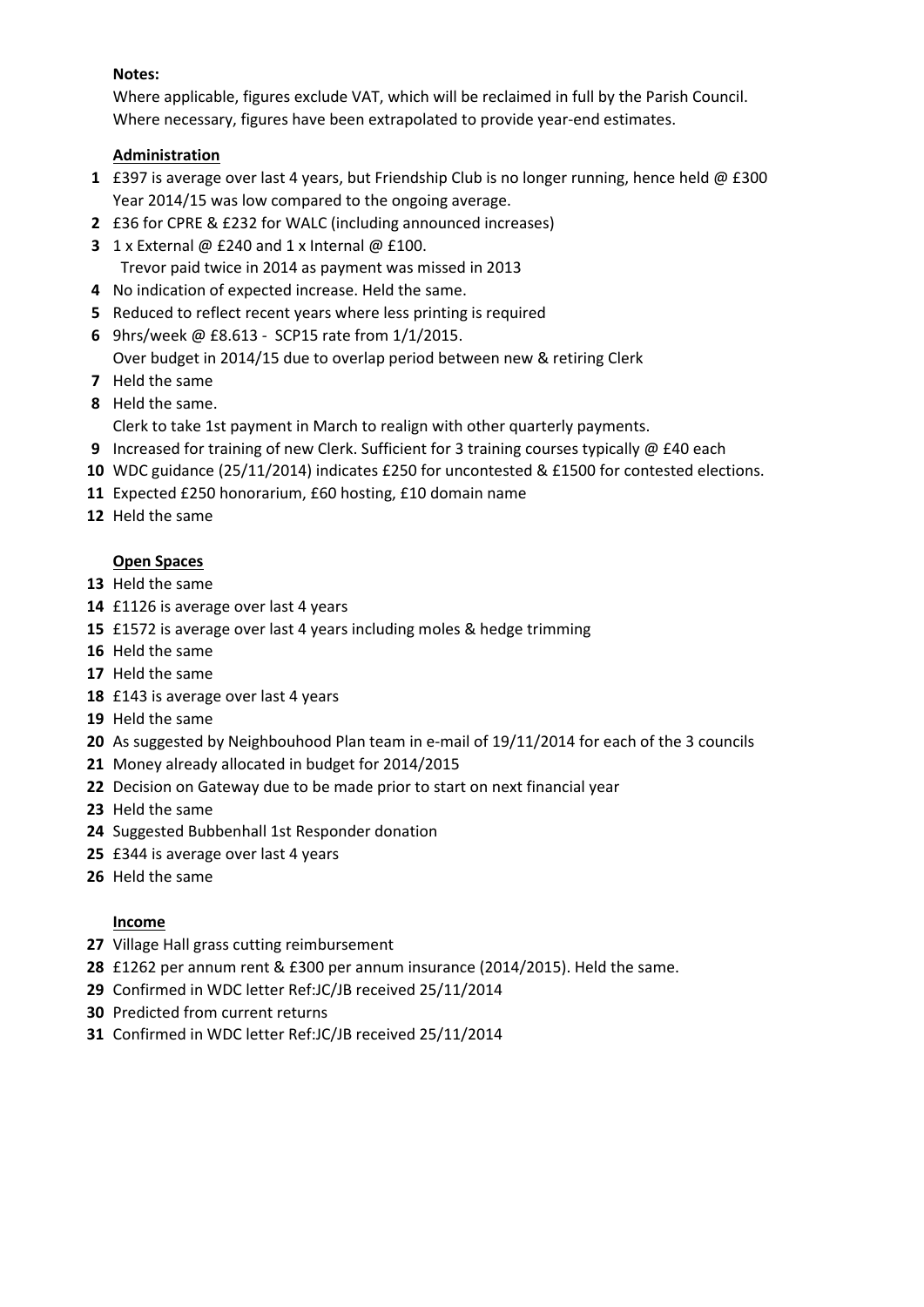**Notes:**

Where applicable, figures exclude VAT, which will be reclaimed in full by the Parish Council.
Where necessary, figures have been extrapolated to provide year-end estimates.

**Administration**

1. £397 is average over last 4 years, but Friendship Club is no longer running, hence held @ £300
   Year 2014/15 was low compared to the ongoing average.
2. £36 for CPRE & £232 for WALC (including announced increases)
3. 1 x External @ £240 and 1 x Internal @ £100.
   Trevor paid twice in 2014 as payment was missed in 2013
4. No indication of expected increase. Held the same.
5. Reduced to reflect recent years where less printing is required
6. 9hrs/week @ £8.613 - SCP15 rate from 1/1/2015.
   Over budget in 2014/15 due to overlap period between new & retiring Clerk
7. Held the same
8. Held the same.
   Clerk to take 1st payment in March to realign with other quarterly payments.
9. Increased for training of new Clerk. Sufficient for 3 training courses typically @ £40 each
10. WDC guidance (25/11/2014) indicates £250 for uncontested & £1500 for contested elections.
11. Expected £250 honorarium, £60 hosting, £10 domain name
12. Held the same

**Open Spaces**

13. Held the same
14. £1126 is average over last 4 years
15. £1572 is average over last 4 years including moles & hedge trimming
16. Held the same
17. Held the same
18. £143 is average over last 4 years
19. Held the same
20. As suggested by Neighbouhood Plan team in e-mail of 19/11/2014 for each of the 3 councils
21. Money already allocated in budget for 2014/2015
22. Decision on Gateway due to be made prior to start on next financial year
23. Held the same
24. Suggested Bubbenhall 1st Responder donation
25. £344 is average over last 4 years
26. Held the same

**Income**

27. Village Hall grass cutting reimbursement
28. £1262 per annum rent & £300 per annum insurance (2014/2015). Held the same.
29. Confirmed in WDC letter Ref:JC/JB received 25/11/2014
30. Predicted from current returns
31. Confirmed in WDC letter Ref:JC/JB received 25/11/2014